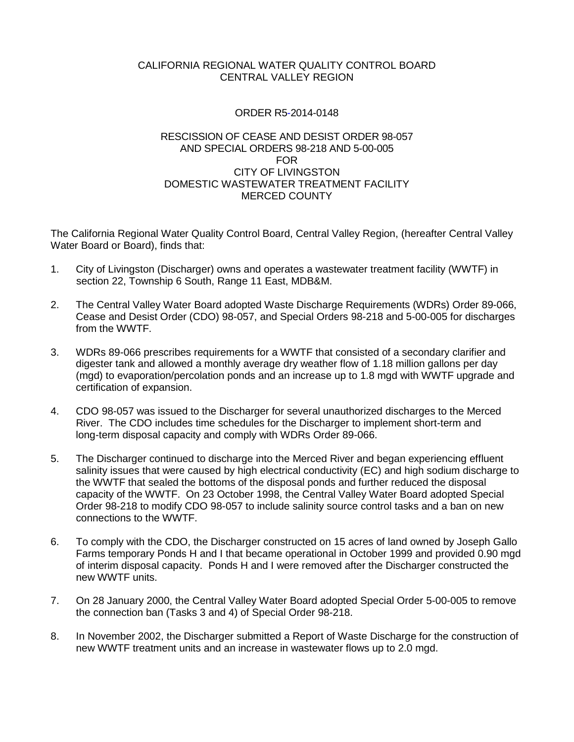CALIFORNIA REGIONAL WATER QUALITY CONTROL BOARD
CENTRAL VALLEY REGION

ORDER R5-2014-0148

RESCISSION OF CEASE AND DESIST ORDER 98-057
AND SPECIAL ORDERS 98-218 AND 5-00-005
FOR
CITY OF LIVINGSTON
DOMESTIC WASTEWATER TREATMENT FACILITY
MERCED COUNTY

The California Regional Water Quality Control Board, Central Valley Region, (hereafter Central Valley Water Board or Board), finds that:

1. City of Livingston (Discharger) owns and operates a wastewater treatment facility (WWTF) in section 22, Township 6 South, Range 11 East, MDB&M.

2. The Central Valley Water Board adopted Waste Discharge Requirements (WDRs) Order 89-066, Cease and Desist Order (CDO) 98-057, and Special Orders 98-218 and 5-00-005 for discharges from the WWTF.

3. WDRs 89-066 prescribes requirements for a WWTF that consisted of a secondary clarifier and digester tank and allowed a monthly average dry weather flow of 1.18 million gallons per day (mgd) to evaporation/percolation ponds and an increase up to 1.8 mgd with WWTF upgrade and certification of expansion.

4. CDO 98-057 was issued to the Discharger for several unauthorized discharges to the Merced River. The CDO includes time schedules for the Discharger to implement short-term and long-term disposal capacity and comply with WDRs Order 89-066.

5. The Discharger continued to discharge into the Merced River and began experiencing effluent salinity issues that were caused by high electrical conductivity (EC) and high sodium discharge to the WWTF that sealed the bottoms of the disposal ponds and further reduced the disposal capacity of the WWTF. On 23 October 1998, the Central Valley Water Board adopted Special Order 98-218 to modify CDO 98-057 to include salinity source control tasks and a ban on new connections to the WWTF.

6. To comply with the CDO, the Discharger constructed on 15 acres of land owned by Joseph Gallo Farms temporary Ponds H and I that became operational in October 1999 and provided 0.90 mgd of interim disposal capacity. Ponds H and I were removed after the Discharger constructed the new WWTF units.

7. On 28 January 2000, the Central Valley Water Board adopted Special Order 5-00-005 to remove the connection ban (Tasks 3 and 4) of Special Order 98-218.

8. In November 2002, the Discharger submitted a Report of Waste Discharge for the construction of new WWTF treatment units and an increase in wastewater flows up to 2.0 mgd.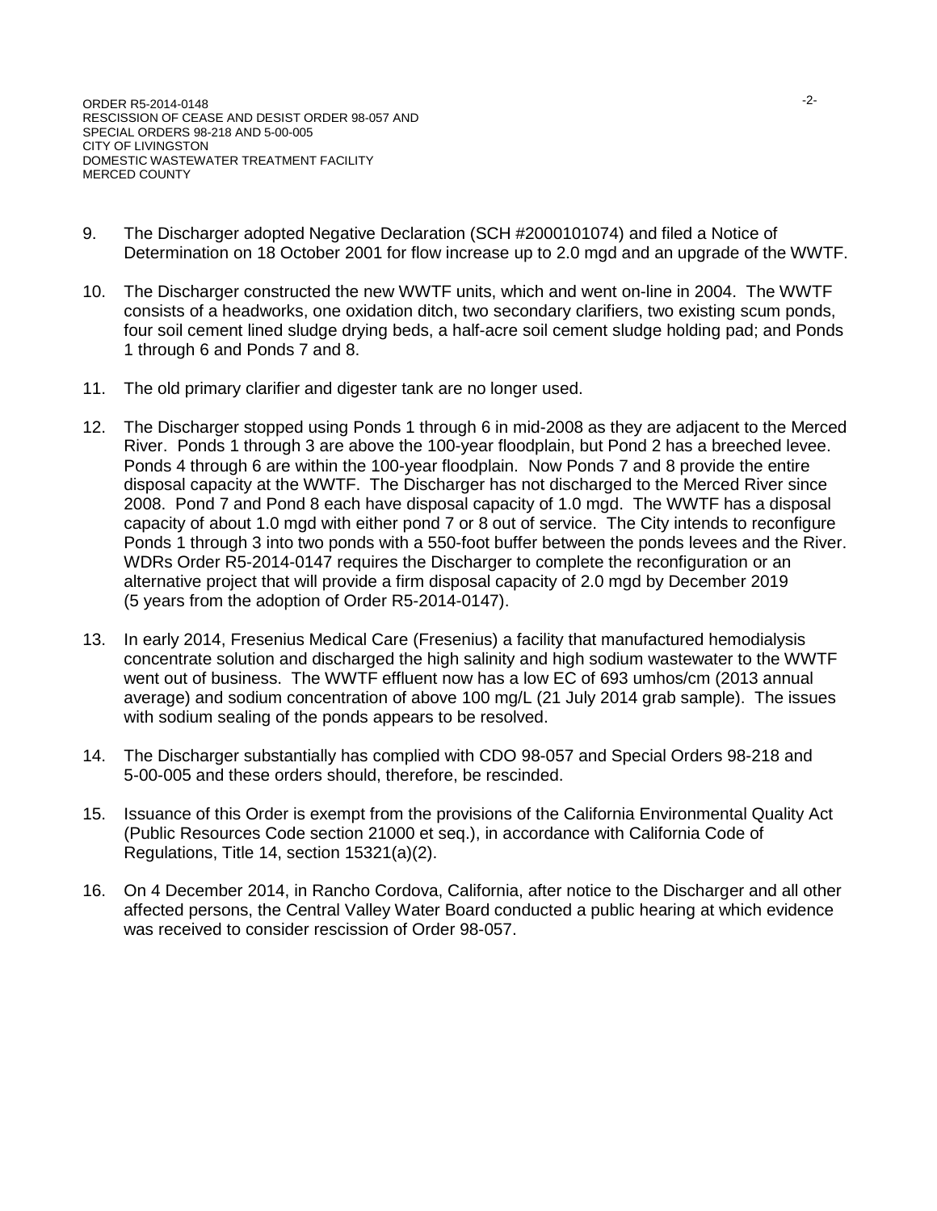9. The Discharger adopted Negative Declaration (SCH #2000101074) and filed a Notice of Determination on 18 October 2001 for flow increase up to 2.0 mgd and an upgrade of the WWTF.

10. The Discharger constructed the new WWTF units, which and went on-line in 2004. The WWTF consists of a headworks, one oxidation ditch, two secondary clarifiers, two existing scum ponds, four soil cement lined sludge drying beds, a half-acre soil cement sludge holding pad; and Ponds 1 through 6 and Ponds 7 and 8.

11. The old primary clarifier and digester tank are no longer used.

12. The Discharger stopped using Ponds 1 through 6 in mid-2008 as they are adjacent to the Merced River. Ponds 1 through 3 are above the 100-year floodplain, but Pond 2 has a breeched levee. Ponds 4 through 6 are within the 100-year floodplain. Now Ponds 7 and 8 provide the entire disposal capacity at the WWTF. The Discharger has not discharged to the Merced River since 2008. Pond 7 and Pond 8 each have disposal capacity of 1.0 mgd. The WWTF has a disposal capacity of about 1.0 mgd with either pond 7 or 8 out of service. The City intends to reconfigure Ponds 1 through 3 into two ponds with a 550-foot buffer between the ponds levees and the River. WDRs Order R5-2014-0147 requires the Discharger to complete the reconfiguration or an alternative project that will provide a firm disposal capacity of 2.0 mgd by December 2019 (5 years from the adoption of Order R5-2014-0147).

13. In early 2014, Fresenius Medical Care (Fresenius) a facility that manufactured hemodialysis concentrate solution and discharged the high salinity and high sodium wastewater to the WWTF went out of business. The WWTF effluent now has a low EC of 693 umhos/cm (2013 annual average) and sodium concentration of above 100 mg/L (21 July 2014 grab sample). The issues with sodium sealing of the ponds appears to be resolved.

14. The Discharger substantially has complied with CDO 98-057 and Special Orders 98-218 and 5-00-005 and these orders should, therefore, be rescinded.

15. Issuance of this Order is exempt from the provisions of the California Environmental Quality Act (Public Resources Code section 21000 et seq.), in accordance with California Code of Regulations, Title 14, section 15321(a)(2).

16. On 4 December 2014, in Rancho Cordova, California, after notice to the Discharger and all other affected persons, the Central Valley Water Board conducted a public hearing at which evidence was received to consider rescission of Order 98-057.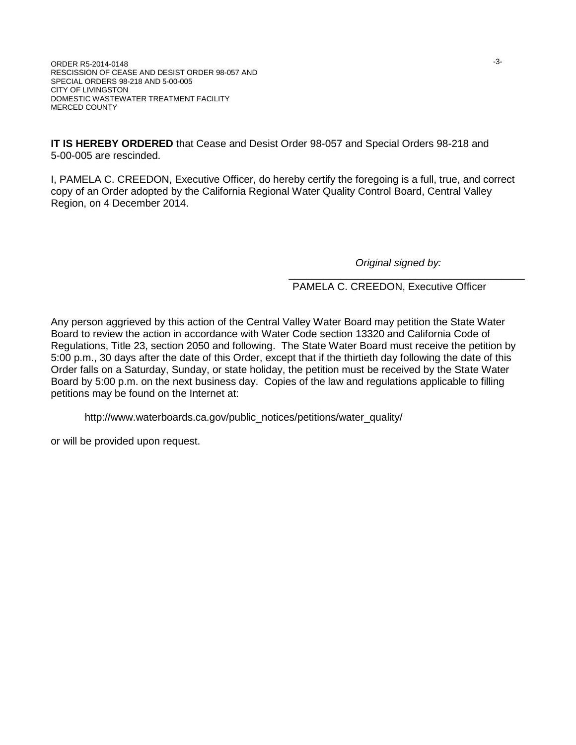**IT IS HEREBY ORDERED** that Cease and Desist Order 98-057 and Special Orders 98-218 and 5-00-005 are rescinded.

I, PAMELA C. CREEDON, Executive Officer, do hereby certify the foregoing is a full, true, and correct copy of an Order adopted by the California Regional Water Quality Control Board, Central Valley Region, on 4 December 2014.

*Original signed by:*

______________________________________

PAMELA C. CREEDON, Executive Officer

Any person aggrieved by this action of the Central Valley Water Board may petition the State Water Board to review the action in accordance with Water Code section 13320 and California Code of Regulations, Title 23, section 2050 and following. The State Water Board must receive the petition by 5:00 p.m., 30 days after the date of this Order, except that if the thirtieth day following the date of this Order falls on a Saturday, Sunday, or state holiday, the petition must be received by the State Water Board by 5:00 p.m. on the next business day. Copies of the law and regulations applicable to filling petitions may be found on the Internet at:

http://www.waterboards.ca.gov/public_notices/petitions/water_quality/

or will be provided upon request.